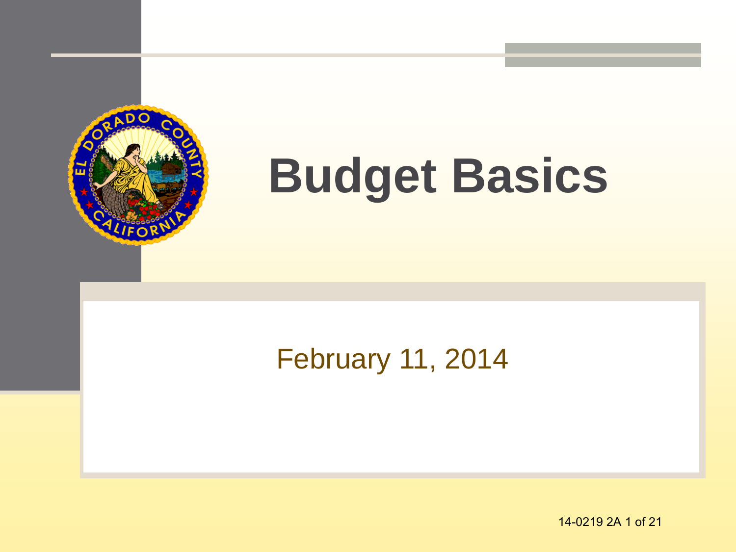# Budget Basics

February 11, 2014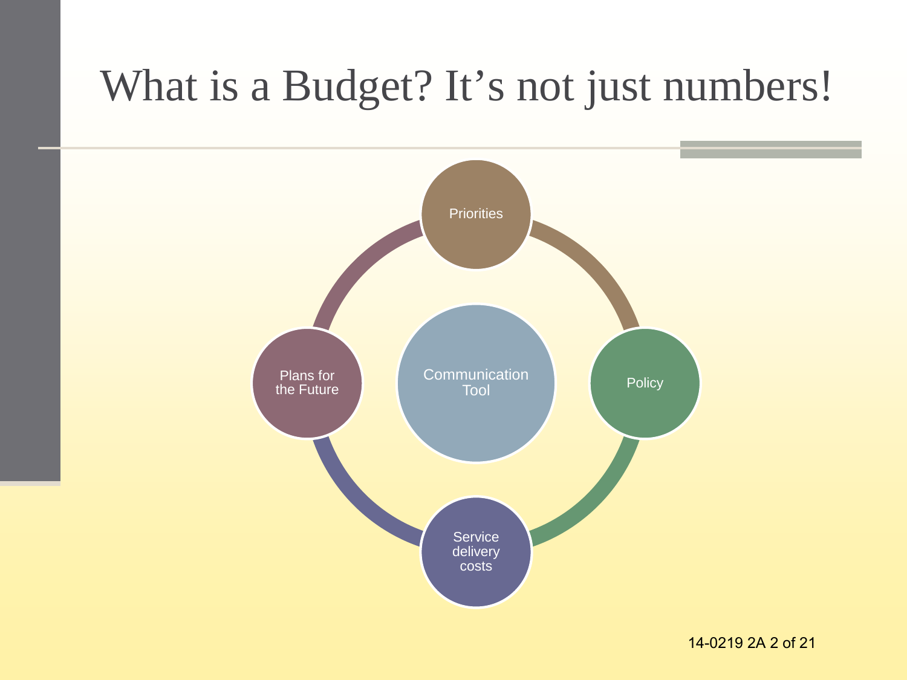# What is a Budget? It's not just numbers!

- Priorities
- Policy
- Service delivery costs
- Plans for the Future

Communication Tool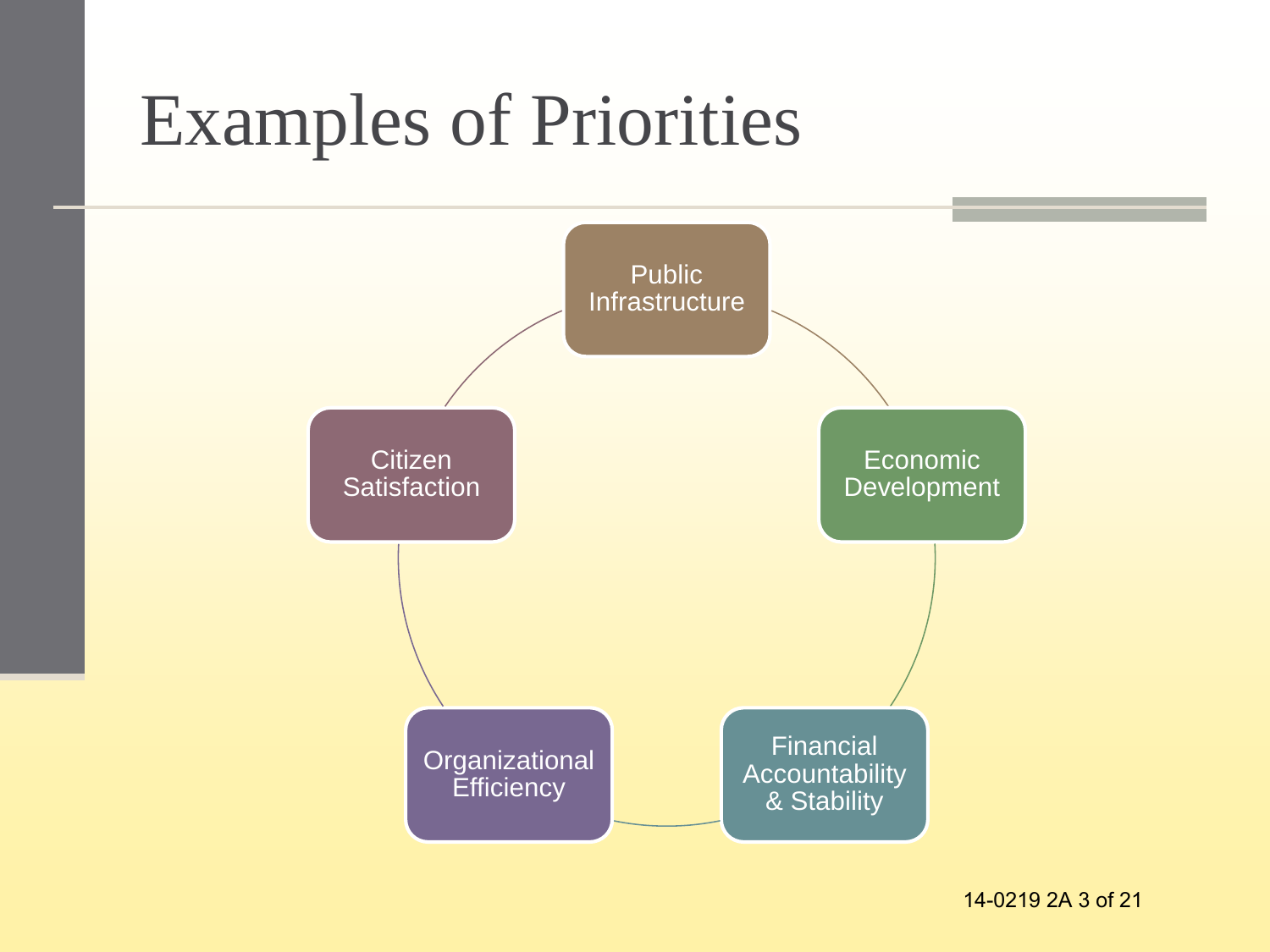# Examples of Priorities

- Public Infrastructure
- Economic Development
- Financial Accountability & Stability
- Organizational Efficiency
- Citizen Satisfaction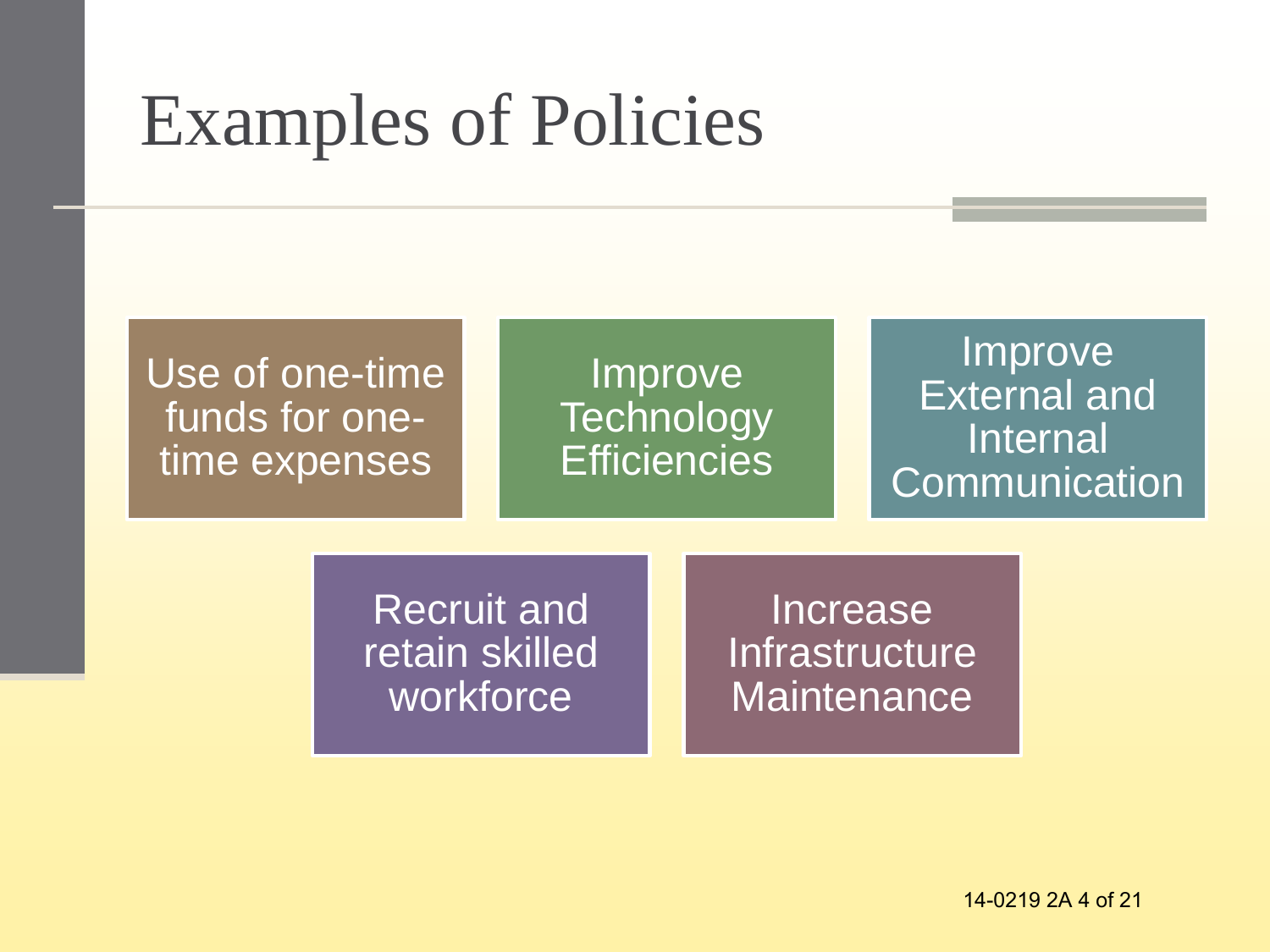# Examples of Policies

- Use of one-time funds for one-time expenses
- Improve Technology Efficiencies
- Improve External and Internal Communication
- Recruit and retain skilled workforce
- Increase Infrastructure Maintenance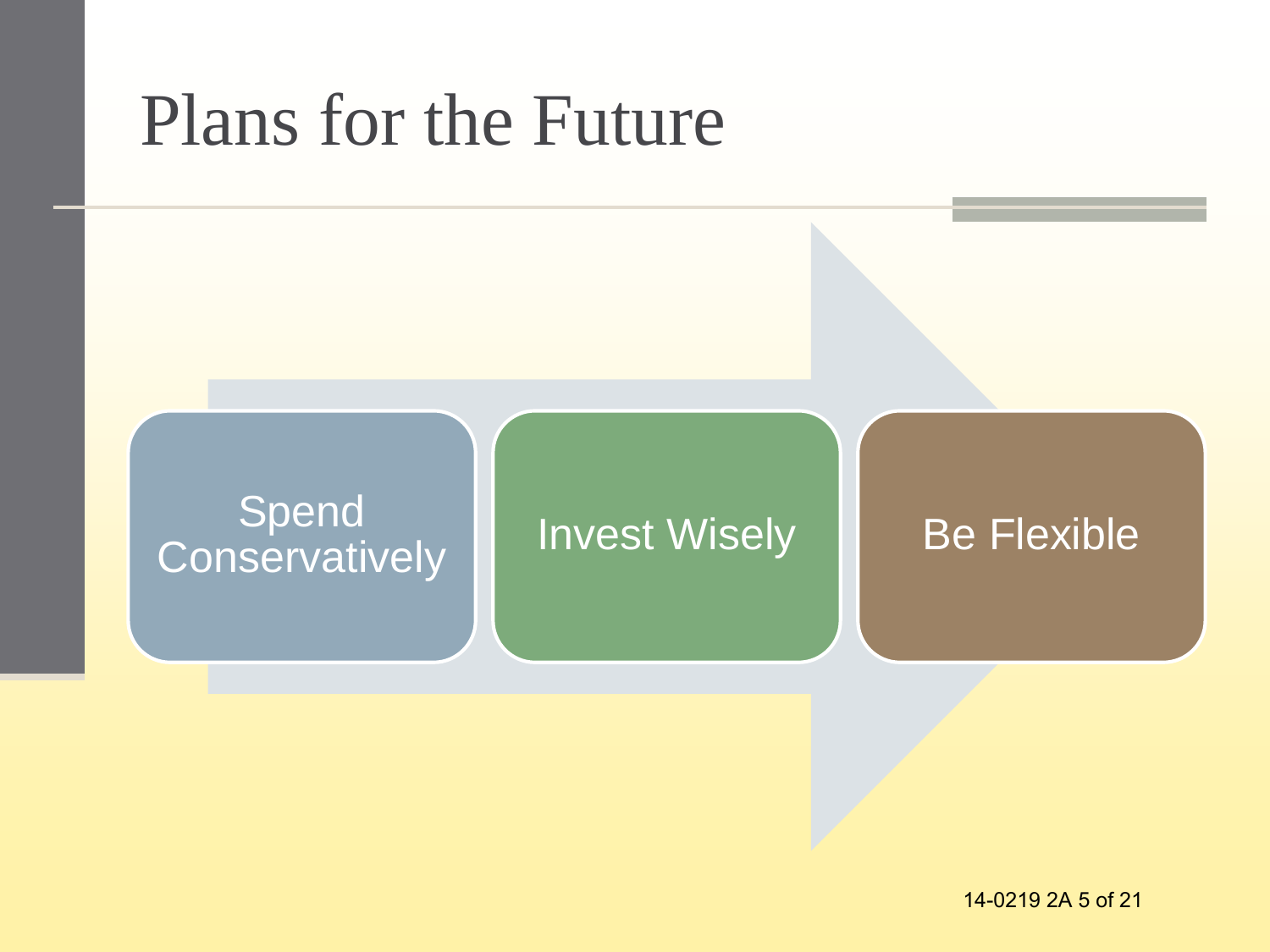# Plans for the Future

- Spend Conservatively
- Invest Wisely
- Be Flexible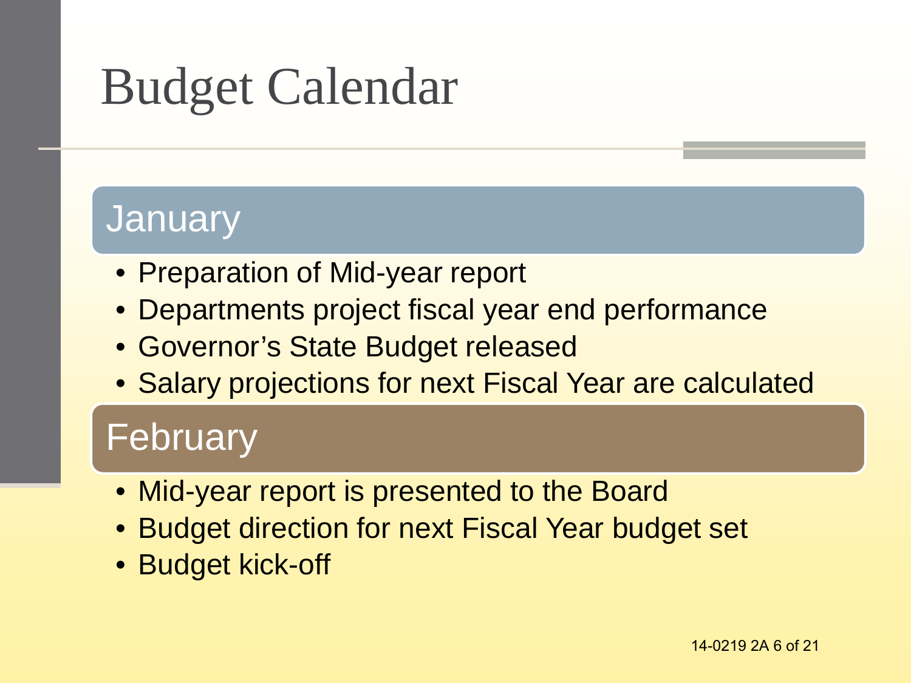# Budget Calendar

## January

- Preparation of Mid-year report
- Departments project fiscal year end performance
- Governor's State Budget released
- Salary projections for next Fiscal Year are calculated

## February

- Mid-year report is presented to the Board
- Budget direction for next Fiscal Year budget set
- Budget kick-off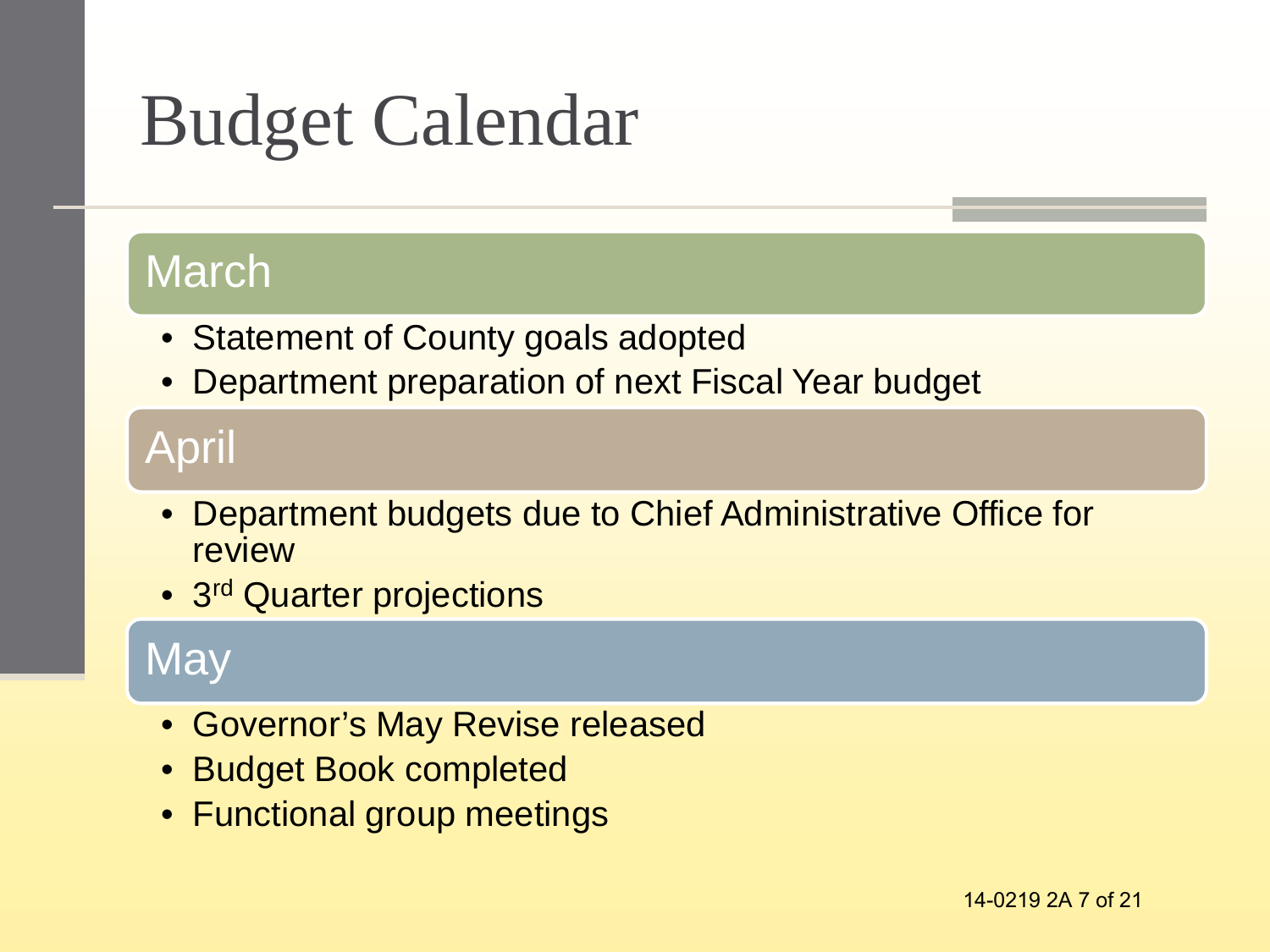# Budget Calendar

## March

- Statement of County goals adopted
- Department preparation of next Fiscal Year budget

## April

- Department budgets due to Chief Administrative Office for review
- 3rd Quarter projections

## May

- Governor's May Revise released
- Budget Book completed
- Functional group meetings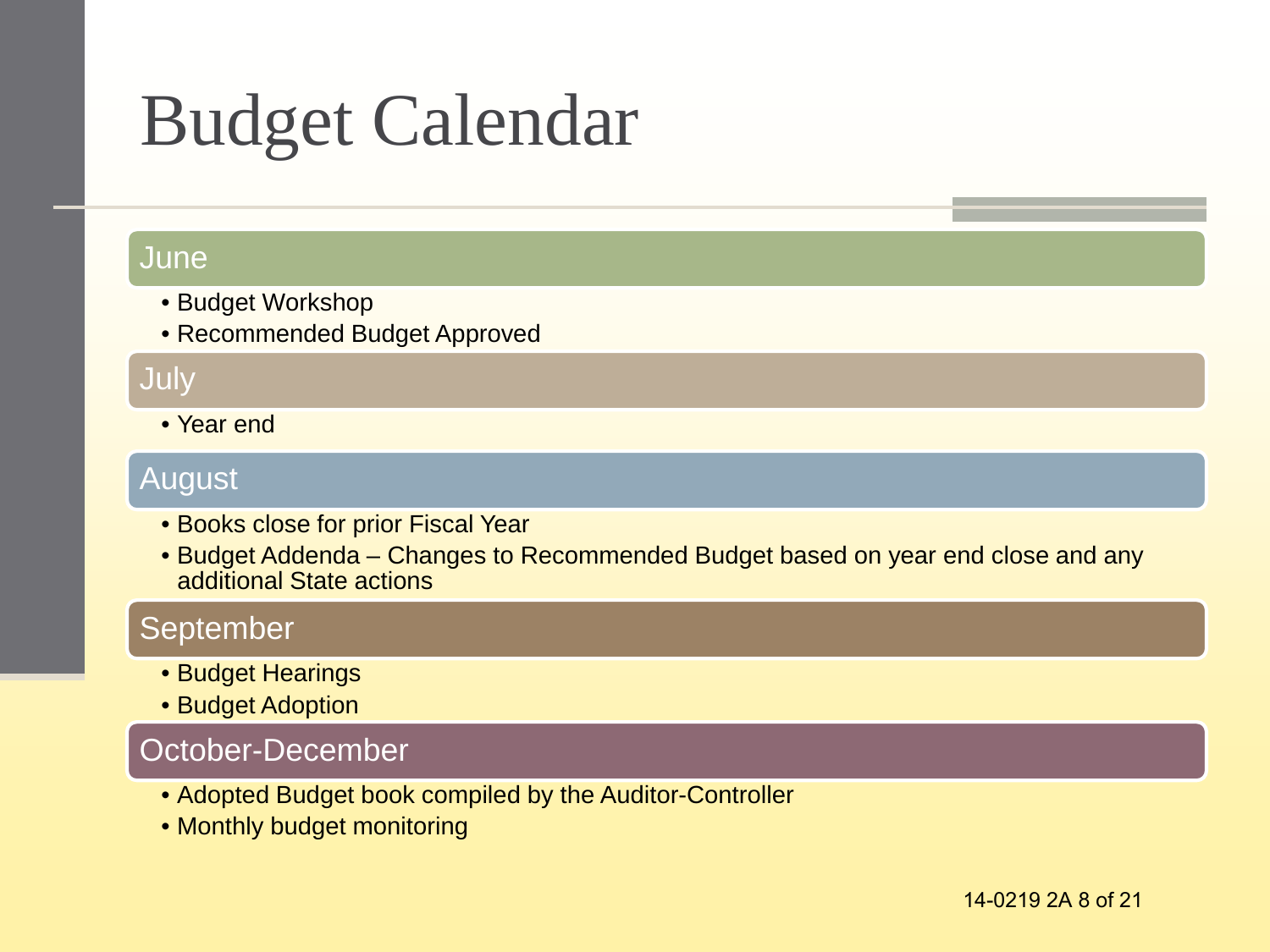# Budget Calendar

## June

- Budget Workshop
- Recommended Budget Approved

## July

- Year end

## August

- Books close for prior Fiscal Year
- Budget Addenda – Changes to Recommended Budget based on year end close and any additional State actions

## September

- Budget Hearings
- Budget Adoption

## October-December

- Adopted Budget book compiled by the Auditor-Controller
- Monthly budget monitoring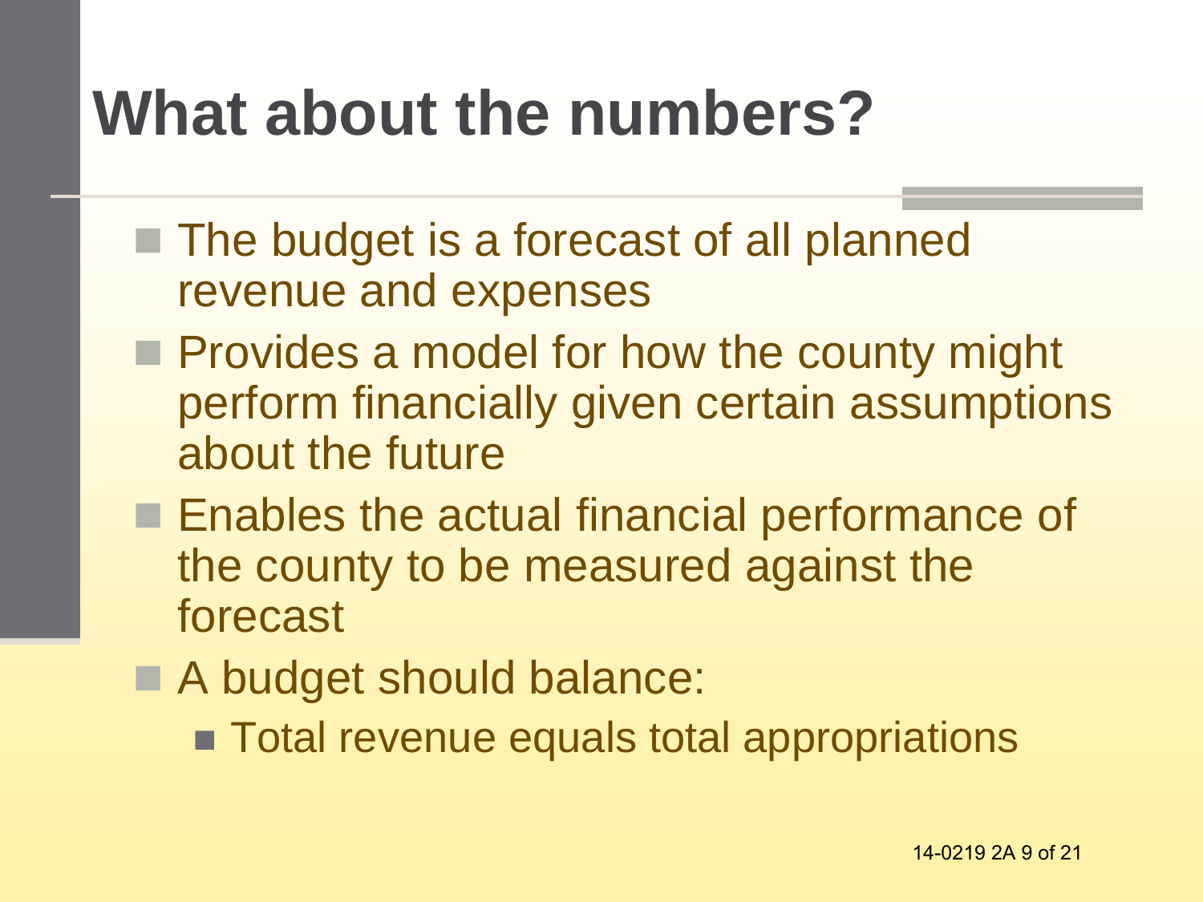# What about the numbers?

- The budget is a forecast of all planned revenue and expenses
- Provides a model for how the county might perform financially given certain assumptions about the future
- Enables the actual financial performance of the county to be measured against the forecast
- A budget should balance:
  - Total revenue equals total appropriations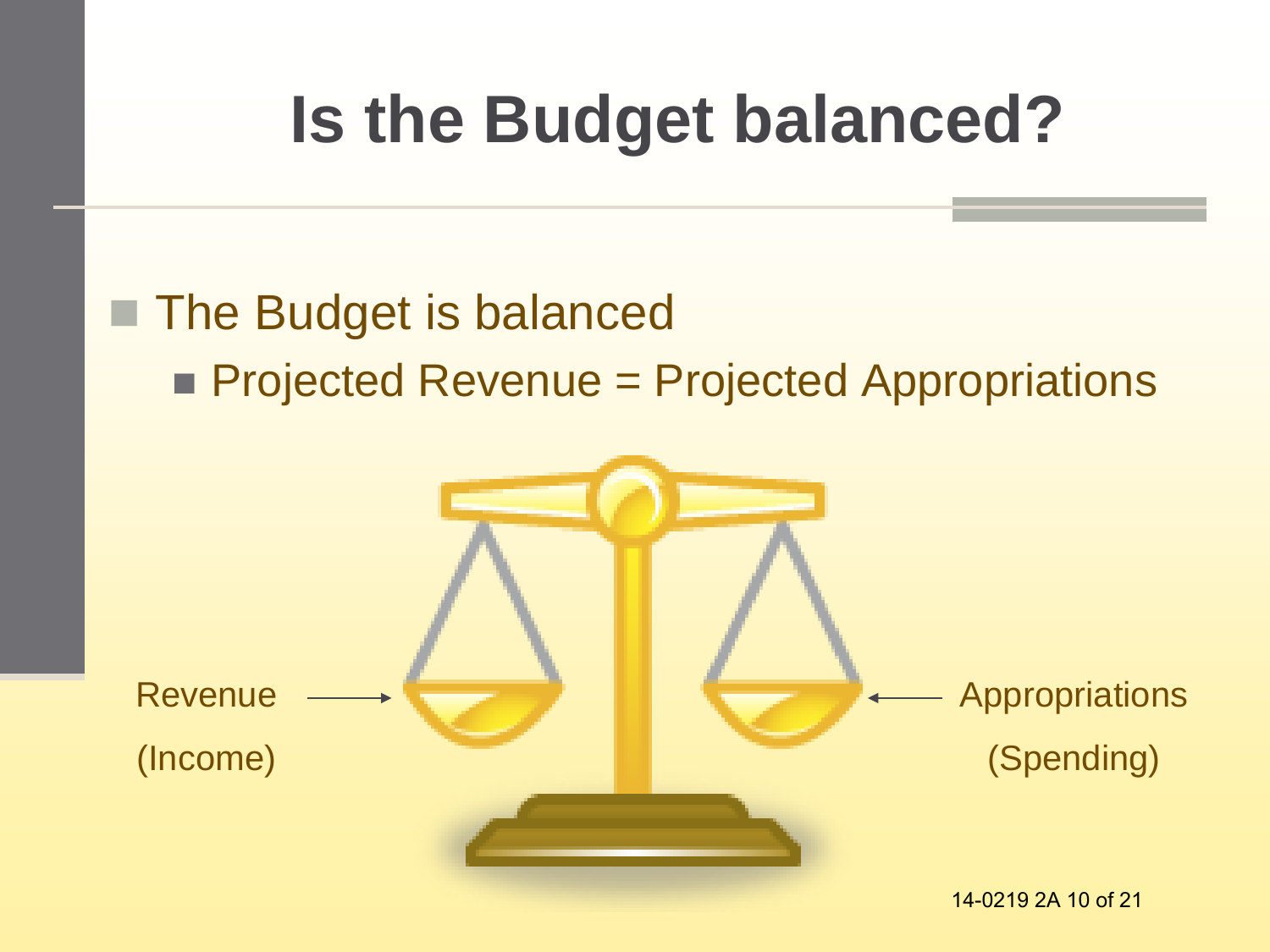# Is the Budget balanced?

- The Budget is balanced
  - Projected Revenue = Projected Appropriations

Revenue (Income) → ← Appropriations (Spending)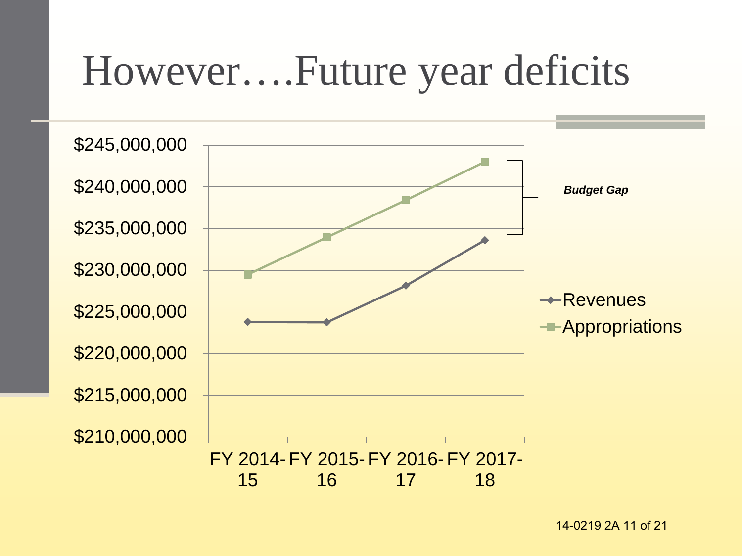# However….Future year deficits

$245,000,000
$240,000,000
$235,000,000
$230,000,000
$225,000,000
$220,000,000
$215,000,000
$210,000,000

FY 2014-15 | FY 2015-16 | FY 2016-17 | FY 2017-18

***Budget Gap***

Revenues
Appropriations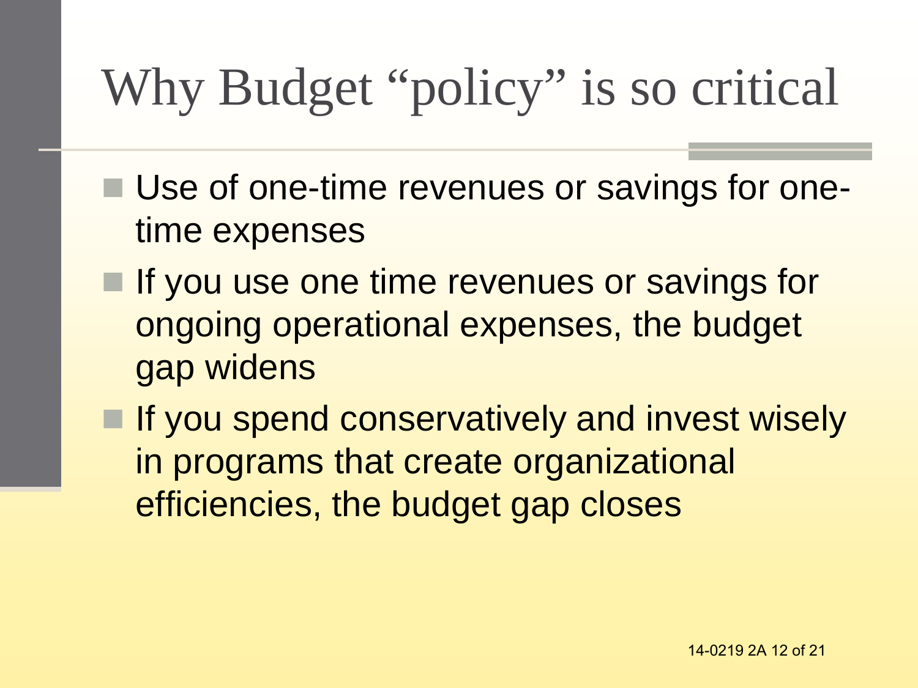# Why Budget “policy” is so critical

- Use of one-time revenues or savings for one-time expenses
- If you use one time revenues or savings for ongoing operational expenses, the budget gap widens
- If you spend conservatively and invest wisely in programs that create organizational efficiencies, the budget gap closes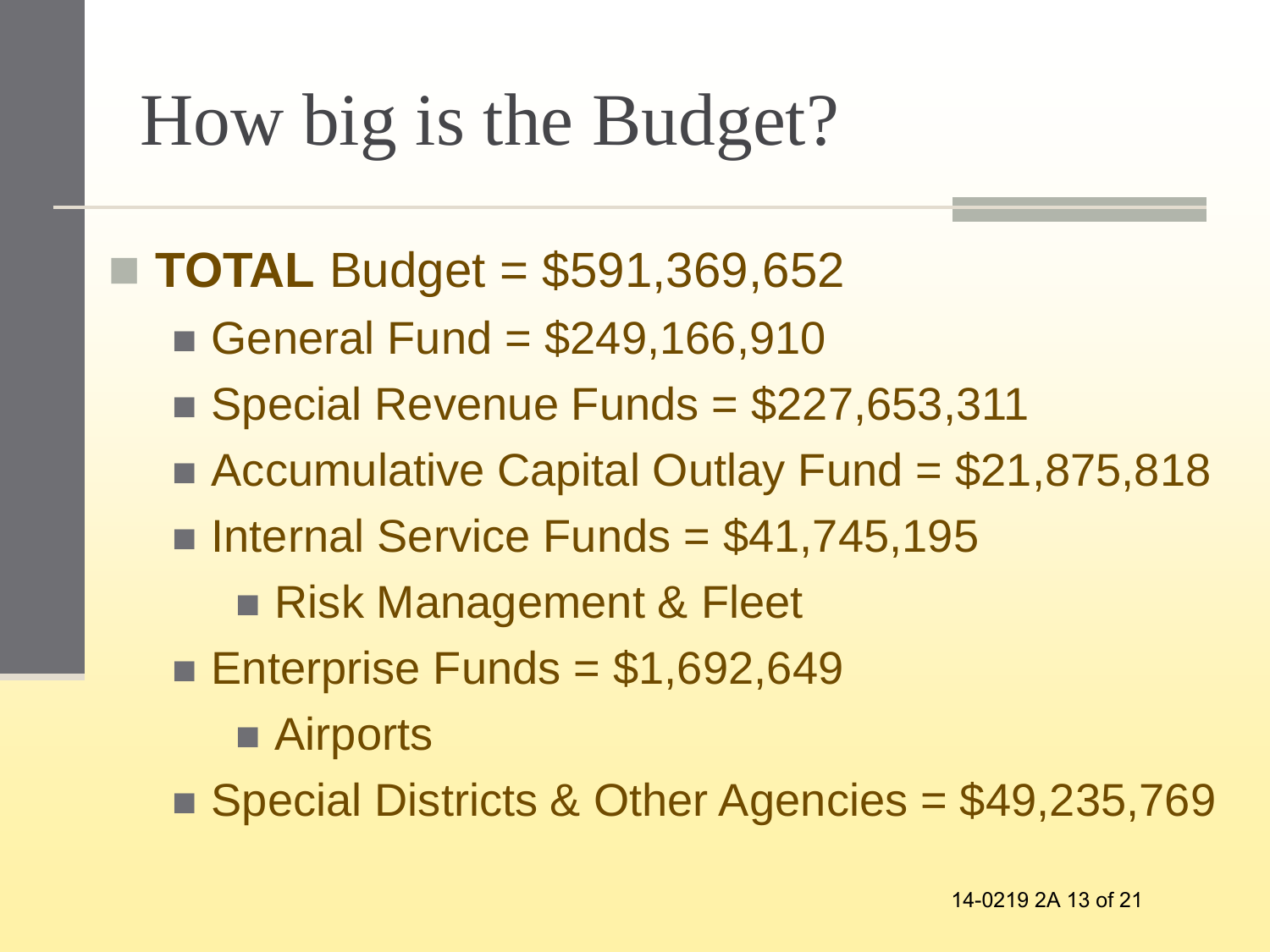# How big is the Budget?

- **TOTAL** Budget = $591,369,652
  - General Fund = $249,166,910
  - Special Revenue Funds = $227,653,311
  - Accumulative Capital Outlay Fund = $21,875,818
  - Internal Service Funds = $41,745,195
    - Risk Management & Fleet
  - Enterprise Funds = $1,692,649
    - Airports
  - Special Districts & Other Agencies = $49,235,769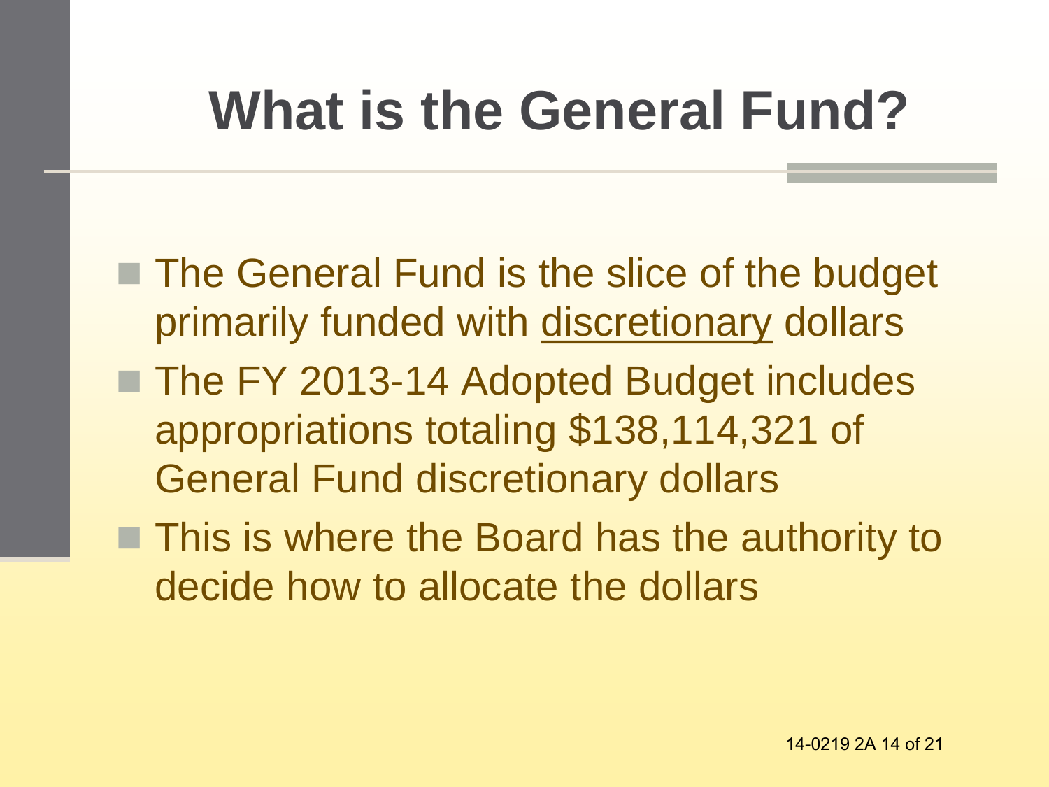# What is the General Fund?

- The General Fund is the slice of the budget primarily funded with <u>discretionary</u> dollars
- The FY 2013-14 Adopted Budget includes appropriations totaling $138,114,321 of General Fund discretionary dollars
- This is where the Board has the authority to decide how to allocate the dollars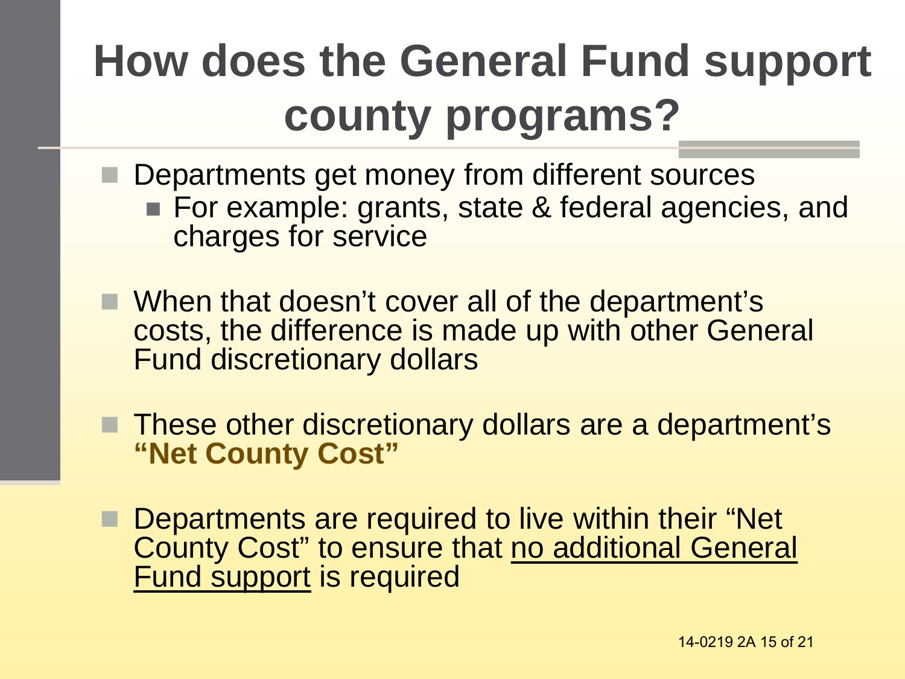# How does the General Fund support county programs?

- Departments get money from different sources
  - For example: grants, state & federal agencies, and charges for service
- When that doesn't cover all of the department's costs, the difference is made up with other General Fund discretionary dollars
- These other discretionary dollars are a department's **"Net County Cost"**
- Departments are required to live within their "Net County Cost" to ensure that <u>no additional General Fund support</u> is required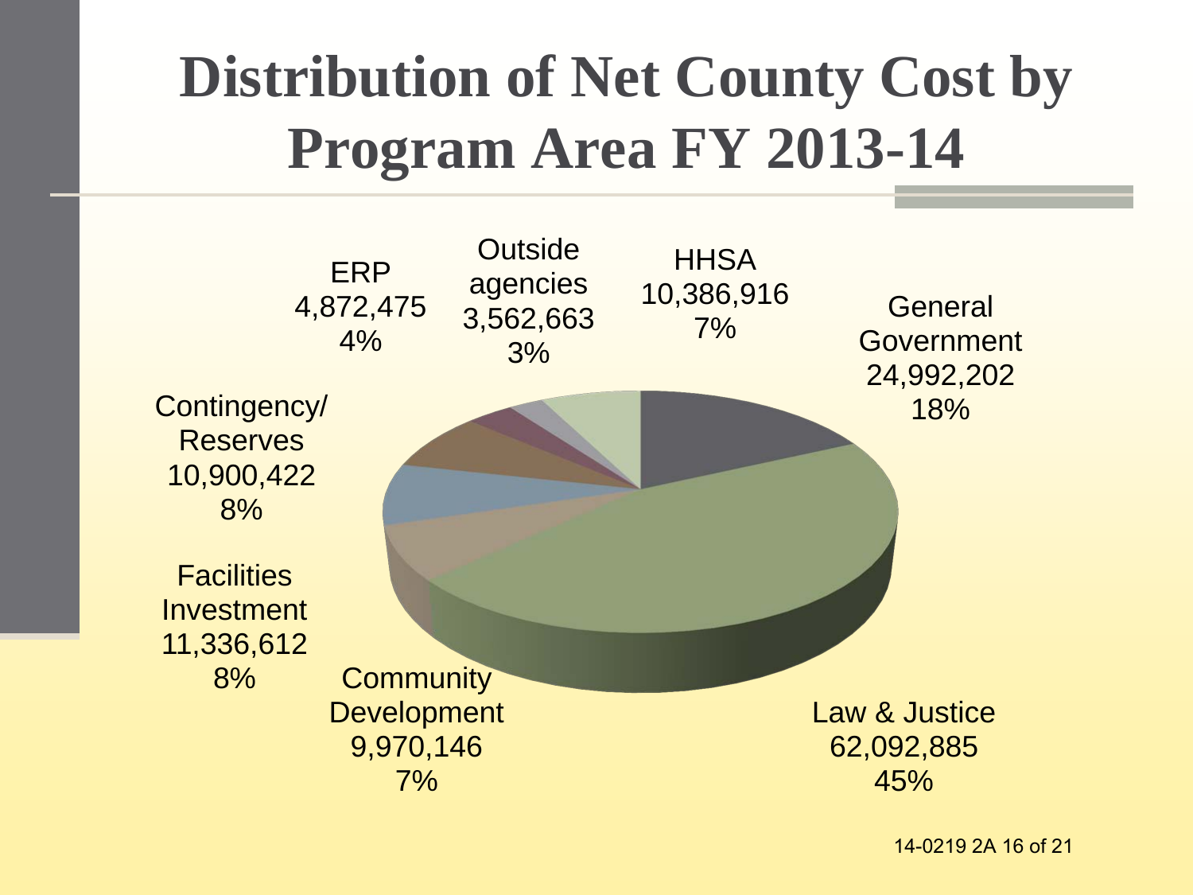# Distribution of Net County Cost by Program Area FY 2013-14

| Program Area | Net County Cost | Percent |
|---|---|---|
| General Government | 24,992,202 | 18% |
| Law & Justice | 62,092,885 | 45% |
| Community Development | 9,970,146 | 7% |
| Facilities Investment | 11,336,612 | 8% |
| Contingency/ Reserves | 10,900,422 | 8% |
| ERP | 4,872,475 | 4% |
| Outside agencies | 3,562,663 | 3% |
| HHSA | 10,386,916 | 7% |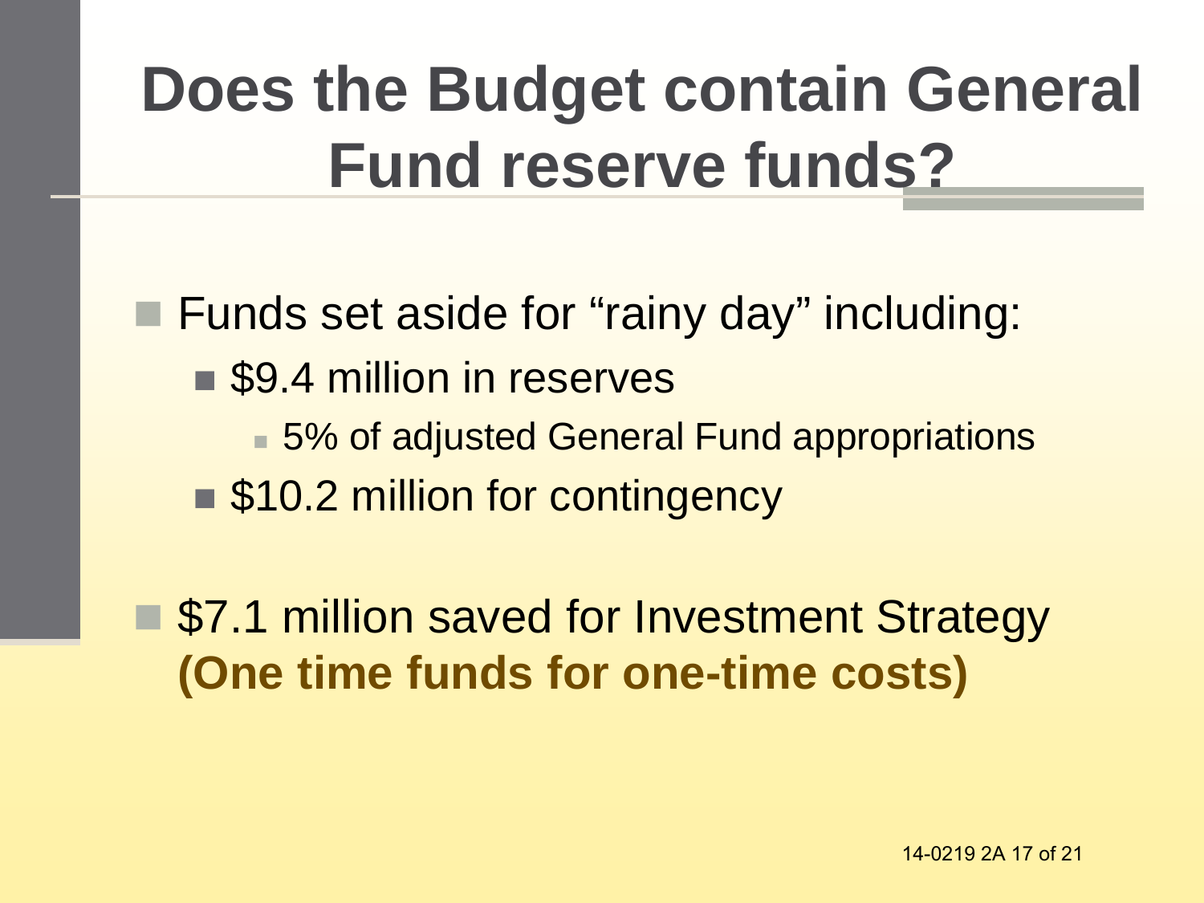# Does the Budget contain General Fund reserve funds?

- Funds set aside for "rainy day" including:
  - $9.4 million in reserves
    - 5% of adjusted General Fund appropriations
  - $10.2 million for contingency
- $7.1 million saved for Investment Strategy **(One time funds for one-time costs)**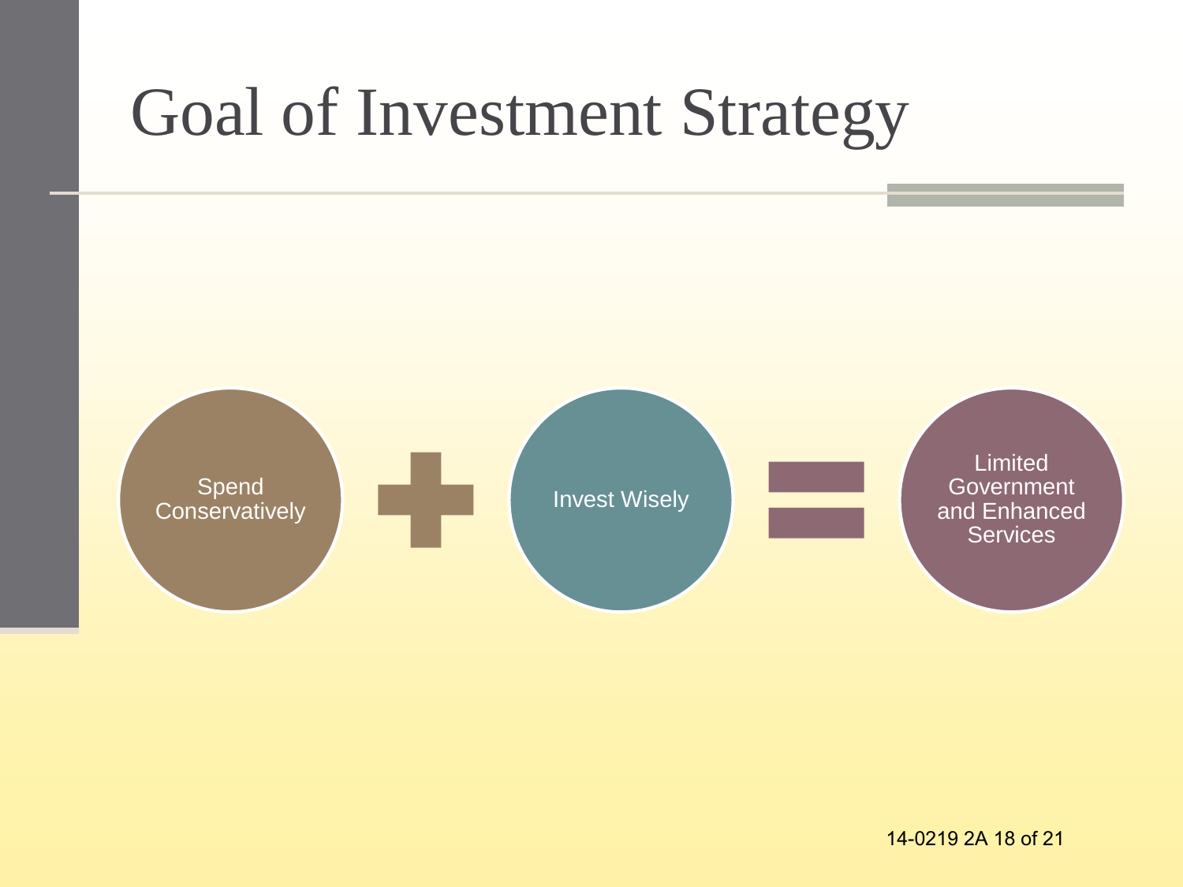# Goal of Investment Strategy

Spend Conservatively + Invest Wisely = Limited Government and Enhanced Services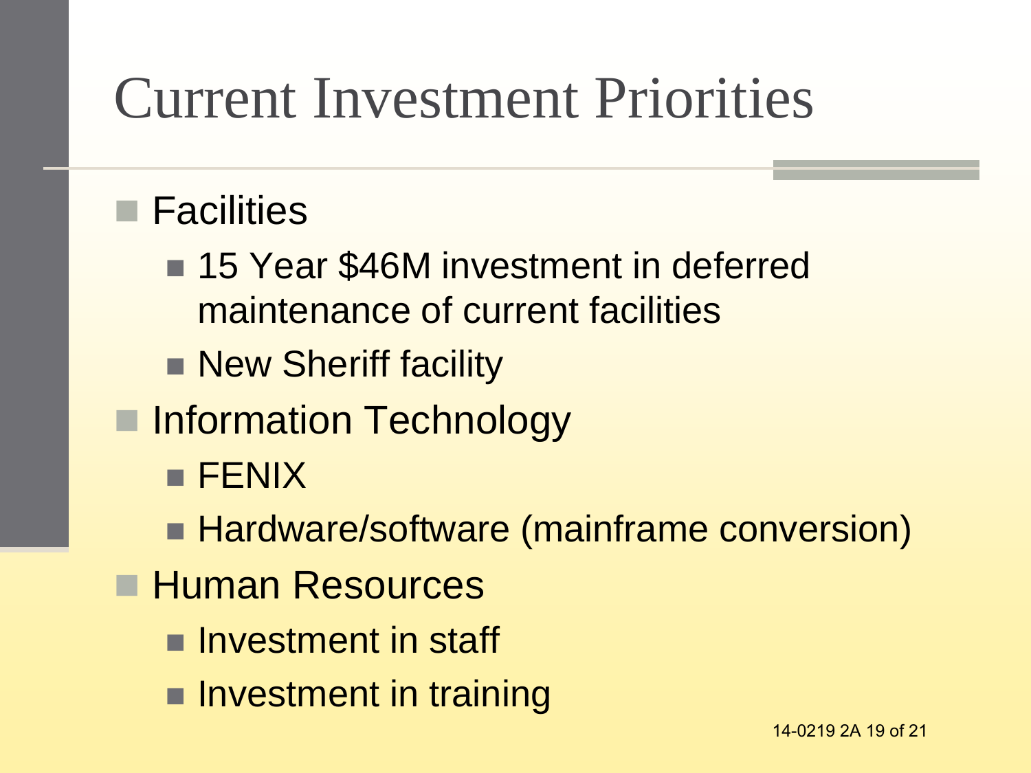# Current Investment Priorities

- Facilities
  - 15 Year $46M investment in deferred maintenance of current facilities
  - New Sheriff facility
- Information Technology
  - FENIX
  - Hardware/software (mainframe conversion)
- Human Resources
  - Investment in staff
  - Investment in training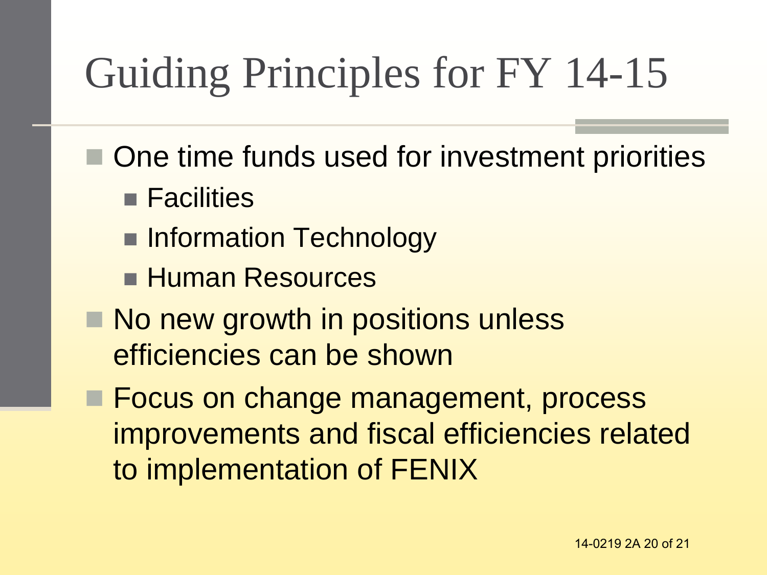# Guiding Principles for FY 14-15

- One time funds used for investment priorities
  - Facilities
  - Information Technology
  - Human Resources
- No new growth in positions unless efficiencies can be shown
- Focus on change management, process improvements and fiscal efficiencies related to implementation of FENIX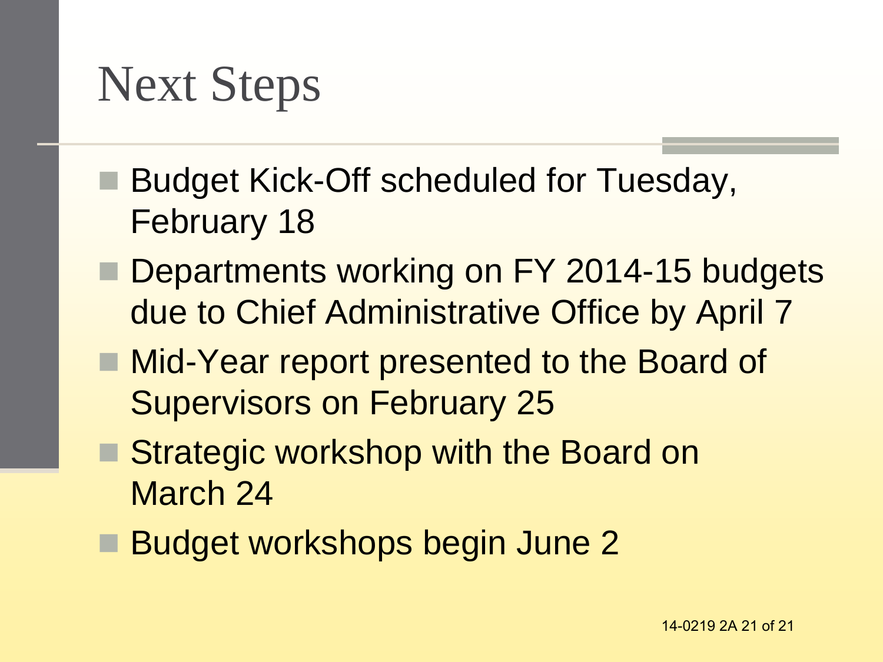# Next Steps

- Budget Kick-Off scheduled for Tuesday, February 18
- Departments working on FY 2014-15 budgets due to Chief Administrative Office by April 7
- Mid-Year report presented to the Board of Supervisors on February 25
- Strategic workshop with the Board on March 24
- Budget workshops begin June 2